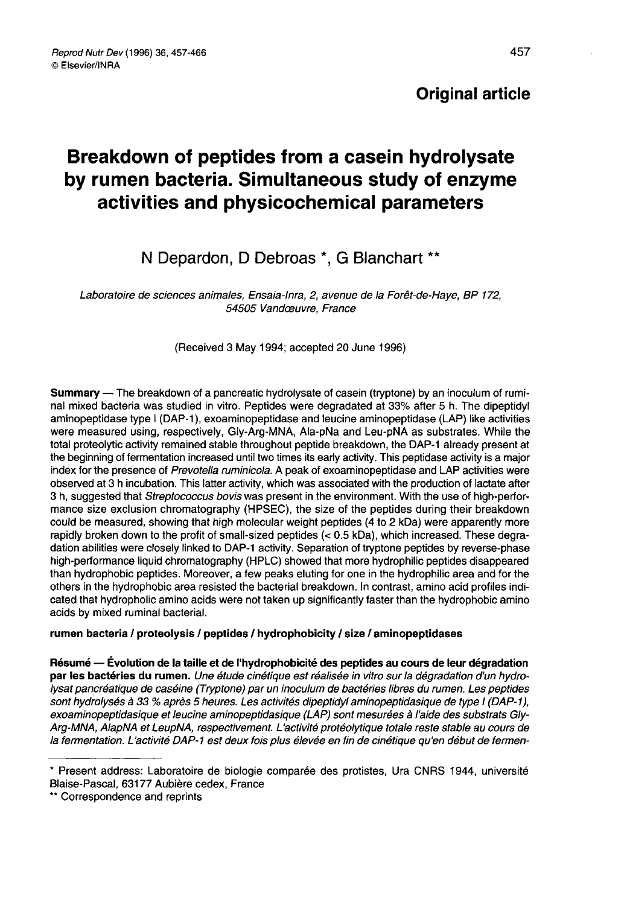**Original article**

# Breakdown of peptides from a casein hydrolysate by rumen bacteria. Simultaneous study of enzyme activities and physicochemical parameters

N Depardon, D Debroas *, G Blanchart **

*Laboratoire de sciences animales, Ensaia-Inra, 2, avenue de la Forêt-de-Haye, BP 172, 54505 Vandœuvre, France*

(Received 3 May 1994; accepted 20 June 1996)

**Summary** — The breakdown of a pancreatic hydrolysate of casein (tryptone) by an inoculum of ruminal mixed bacteria was studied in vitro. Peptides were degradated at 33% after 5 h. The dipeptidyl aminopeptidase type I (DAP-1), exoaminopeptidase and leucine aminopeptidase (LAP) like activities were measured using, respectively, Gly-Arg-MNA, Ala-pNa and Leu-pNA as substrates. While the total proteolytic activity remained stable throughout peptide breakdown, the DAP-1 already present at the beginning of fermentation increased until two times its early activity. This peptidase activity is a major index for the presence of *Prevotella ruminicola*. A peak of exoaminopeptidase and LAP activities were observed at 3 h incubation. This latter activity, which was associated with the production of lactate after 3 h, suggested that *Streptococcus bovis* was present in the environment. With the use of high-performance size exclusion chromatography (HPSEC), the size of the peptides during their breakdown could be measured, showing that high molecular weight peptides (4 to 2 kDa) were apparently more rapidly broken down to the profit of small-sized peptides (< 0.5 kDa), which increased. These degradation abilities were closely linked to DAP-1 activity. Separation of tryptone peptides by reverse-phase high-performance liquid chromatography (HPLC) showed that more hydrophilic peptides disappeared than hydrophobic peptides. Moreover, a few peaks eluting for one in the hydrophilic area and for the others in the hydrophobic area resisted the bacterial breakdown. In contrast, amino acid profiles indicated that hydropholic amino acids were not taken up significantly faster than the hydrophobic amino acids by mixed ruminal bacterial.

**rumen bacteria / proteolysis / peptides / hydrophobicity / size / aminopeptidases**

**Résumé** — **Évolution de la taille et de l'hydrophobicité des peptides au cours de leur dégradation par les bactéries du rumen.** *Une étude cinétique est réalisée in vitro sur la dégradation d'un hydrolysat pancréatique de caséine (Tryptone) par un inoculum de bactéries libres du rumen. Les peptides sont hydrolysés à 33 % après 5 heures. Les activités dipeptidyl aminopeptidasique de type I (DAP-1), exoaminopeptidasique et leucine aminopeptidasique (LAP) sont mesurées à l'aide des substrats Gly-Arg-MNA, AlapNA et LeupNA, respectivement. L'activité protéolytique totale reste stable au cours de la fermentation. L'activité DAP-1 est deux fois plus élevée en fin de cinétique qu'en début de fermen-*

---

\* Present address: Laboratoire de biologie comparée des protistes, Ura CNRS 1944, université Blaise-Pascal, 63177 Aubière cedex, France

\*\* Correspondence and reprints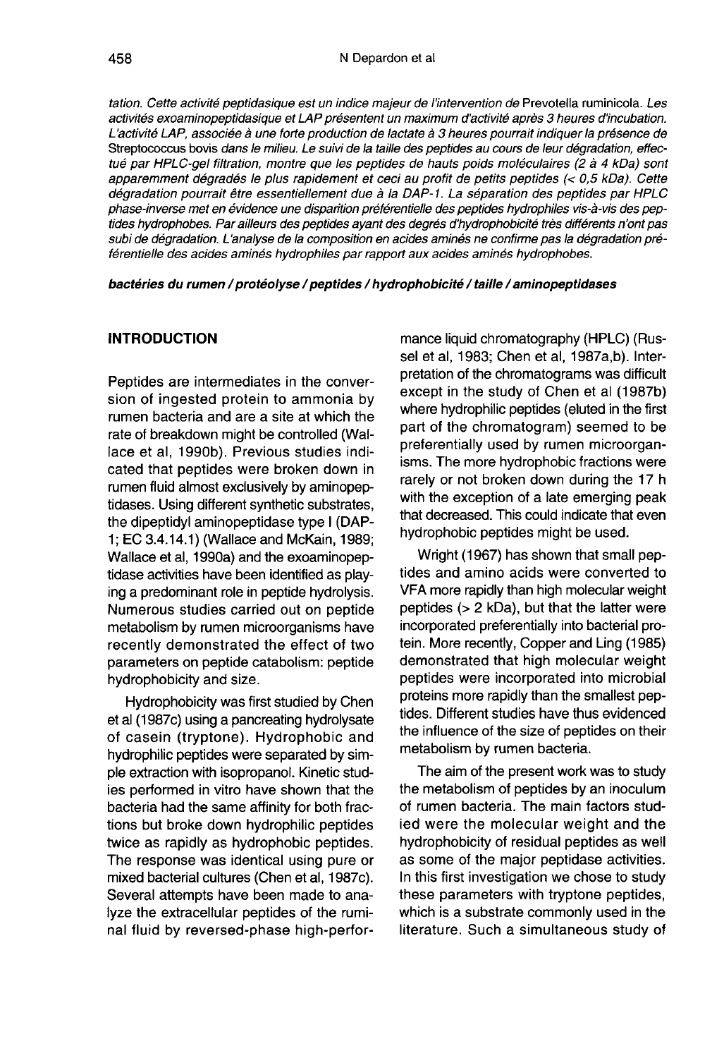*tation. Cette activité peptidasique est un indice majeur de l'intervention de* Prevotella ruminicola. *Les activités exoaminopeptidasique et LAP présentent un maximum d'activité après 3 heures d'incubation. L'activité LAP, associée à une forte production de lactate à 3 heures pourrait indiquer la présence de* Streptococcus bovis *dans le milieu. Le suivi de la taille des peptides au cours de leur dégradation, effectué par HPLC-gel filtration, montre que les peptides de hauts poids moléculaires (2 à 4 kDa) sont apparemment dégradés le plus rapidement et ceci au profit de petits peptides (< 0,5 kDa). Cette dégradation pourrait être essentiellement due à la DAP-1. La séparation des peptides par HPLC phase-inverse met en évidence une disparition préférentielle des peptides hydrophiles vis-à-vis des peptides hydrophobes. Par ailleurs des peptides ayant des degrés d'hydrophobicité très différents n'ont pas subi de dégradation. L'analyse de la composition en acides aminés ne confirme pas la dégradation préférentielle des acides aminés hydrophiles par rapport aux acides aminés hydrophobes.*

***bactéries du rumen / protéolyse / peptides / hydrophobicité / taille / aminopeptidases***

## INTRODUCTION

Peptides are intermediates in the conversion of ingested protein to ammonia by rumen bacteria and are a site at which the rate of breakdown might be controlled (Wallace et al, 1990b). Previous studies indicated that peptides were broken down in rumen fluid almost exclusively by aminopeptidases. Using different synthetic substrates, the dipeptidyl aminopeptidase type I (DAP-1; EC 3.4.14.1) (Wallace and McKain, 1989; Wallace et al, 1990a) and the exoaminopeptidase activities have been identified as playing a predominant role in peptide hydrolysis. Numerous studies carried out on peptide metabolism by rumen microorganisms have recently demonstrated the effect of two parameters on peptide catabolism: peptide hydrophobicity and size.

Hydrophobicity was first studied by Chen et al (1987c) using a pancreating hydrolysate of casein (tryptone). Hydrophobic and hydrophilic peptides were separated by simple extraction with isopropanol. Kinetic studies performed in vitro have shown that the bacteria had the same affinity for both fractions but broke down hydrophilic peptides twice as rapidly as hydrophobic peptides. The response was identical using pure or mixed bacterial cultures (Chen et al, 1987c). Several attempts have been made to analyze the extracellular peptides of the ruminal fluid by reversed-phase high-performance liquid chromatography (HPLC) (Russel et al, 1983; Chen et al, 1987a,b). Interpretation of the chromatograms was difficult except in the study of Chen et al (1987b) where hydrophilic peptides (eluted in the first part of the chromatogram) seemed to be preferentially used by rumen microorganisms. The more hydrophobic fractions were rarely or not broken down during the 17 h with the exception of a late emerging peak that decreased. This could indicate that even hydrophobic peptides might be used.

Wright (1967) has shown that small peptides and amino acids were converted to VFA more rapidly than high molecular weight peptides (> 2 kDa), but that the latter were incorporated preferentially into bacterial protein. More recently, Copper and Ling (1985) demonstrated that high molecular weight peptides were incorporated into microbial proteins more rapidly than the smallest peptides. Different studies have thus evidenced the influence of the size of peptides on their metabolism by rumen bacteria.

The aim of the present work was to study the metabolism of peptides by an inoculum of rumen bacteria. The main factors studied were the molecular weight and the hydrophobicity of residual peptides as well as some of the major peptidase activities. In this first investigation we chose to study these parameters with tryptone peptides, which is a substrate commonly used in the literature. Such a simultaneous study of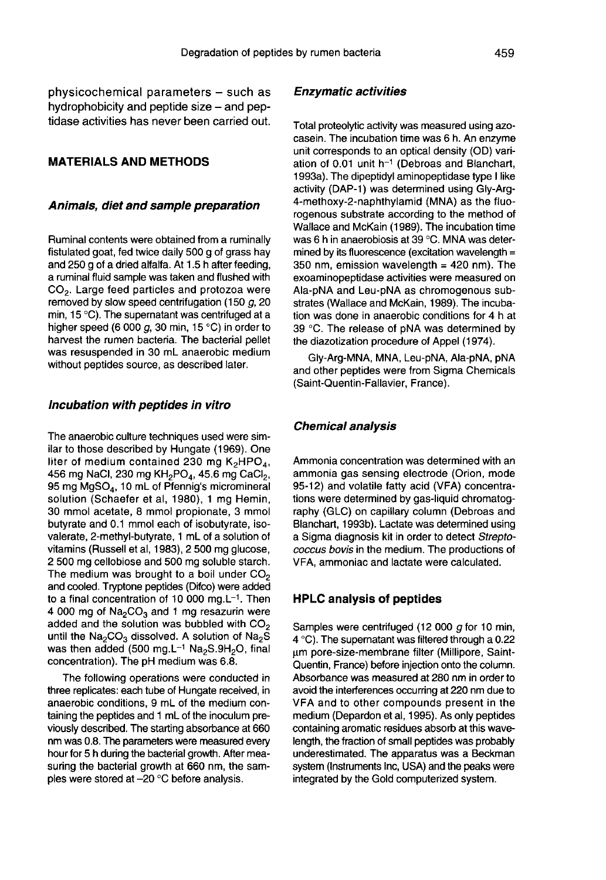physicochemical parameters – such as hydrophobicity and peptide size – and peptidase activities has never been carried out.

## MATERIALS AND METHODS

### *Animals, diet and sample preparation*

Ruminal contents were obtained from a ruminally fistulated goat, fed twice daily 500 g of grass hay and 250 g of a dried alfalfa. At 1.5 h after feeding, a ruminal fluid sample was taken and flushed with $CO_2$. Large feed particles and protozoa were removed by slow speed centrifugation (150 *g*, 20 min, 15 °C). The supernatant was centrifuged at a higher speed (6 000 *g*, 30 min, 15 °C) in order to harvest the rumen bacteria. The bacterial pellet was resuspended in 30 mL anaerobic medium without peptides source, as described later.

### *Incubation with peptides in vitro*

The anaerobic culture techniques used were similar to those described by Hungate (1969). One liter of medium contained 230 mg $K_2HPO_4$, 456 mg NaCl, 230 mg $KH_2PO_4$, 45.6 mg $CaCl_2$, 95 mg $MgSO_4$, 10 mL of Pfennig's micromineral solution (Schaefer et al, 1980), 1 mg Hemin, 30 mmol acetate, 8 mmol propionate, 3 mmol butyrate and 0.1 mmol each of isobutyrate, isovalerate, 2-methyl-butyrate, 1 mL of a solution of vitamins (Russell et al, 1983), 2 500 mg glucose, 2 500 mg cellobiose and 500 mg soluble starch. The medium was brought to a boil under $CO_2$ and cooled. Tryptone peptides (Difco) were added to a final concentration of 10 000 $mg.L^{-1}$. Then 4 000 mg of $Na_2CO_3$ and 1 mg resazurin were added and the solution was bubbled with $CO_2$ until the $Na_2CO_3$ dissolved. A solution of $Na_2S$ was then added (500 $mg.L^{-1}$ $Na_2S.9H_2O$, final concentration). The pH medium was 6.8.

The following operations were conducted in three replicates: each tube of Hungate received, in anaerobic conditions, 9 mL of the medium containing the peptides and 1 mL of the inoculum previously described. The starting absorbance at 660 nm was 0.8. The parameters were measured every hour for 5 h during the bacterial growth. After measuring the bacterial growth at 660 nm, the samples were stored at –20 °C before analysis.

### *Enzymatic activities*

Total proteolytic activity was measured using azocasein. The incubation time was 6 h. An enzyme unit corresponds to an optical density (OD) variation of 0.01 unit $h^{-1}$ (Debroas and Blanchart, 1993a). The dipeptidyl aminopeptidase type I like activity (DAP-1) was determined using Gly-Arg-4-methoxy-2-naphthylamid (MNA) as the fluorogenous substrate according to the method of Wallace and McKain (1989). The incubation time was 6 h in anaerobiosis at 39 °C. MNA was determined by its fluorescence (excitation wavelength = 350 nm, emission wavelength = 420 nm). The exoaminopeptidase activities were measured on Ala-pNA and Leu-pNA as chromogenous substrates (Wallace and McKain, 1989). The incubation was done in anaerobic conditions for 4 h at 39 °C. The release of pNA was determined by the diazotization procedure of Appel (1974).

Gly-Arg-MNA, MNA, Leu-pNA, Ala-pNA, pNA and other peptides were from Sigma Chemicals (Saint-Quentin-Fallavier, France).

### *Chemical analysis*

Ammonia concentration was determined with an ammonia gas sensing electrode (Orion, mode 95-12) and volatile fatty acid (VFA) concentrations were determined by gas-liquid chromatography (GLC) on capillary column (Debroas and Blanchart, 1993b). Lactate was determined using a Sigma diagnosis kit in order to detect *Streptococcus bovis* in the medium. The productions of VFA, ammoniac and lactate were calculated.

## HPLC analysis of peptides

Samples were centrifuged (12 000 *g* for 10 min, 4 °C). The supernatant was filtered through a 0.22 μm pore-size-membrane filter (Millipore, Saint-Quentin, France) before injection onto the column. Absorbance was measured at 280 nm in order to avoid the interferences occurring at 220 nm due to VFA and to other compounds present in the medium (Depardon et al, 1995). As only peptides containing aromatic residues absorb at this wavelength, the fraction of small peptides was probably underestimated. The apparatus was a Beckman system (Instruments Inc, USA) and the peaks were integrated by the Gold computerized system.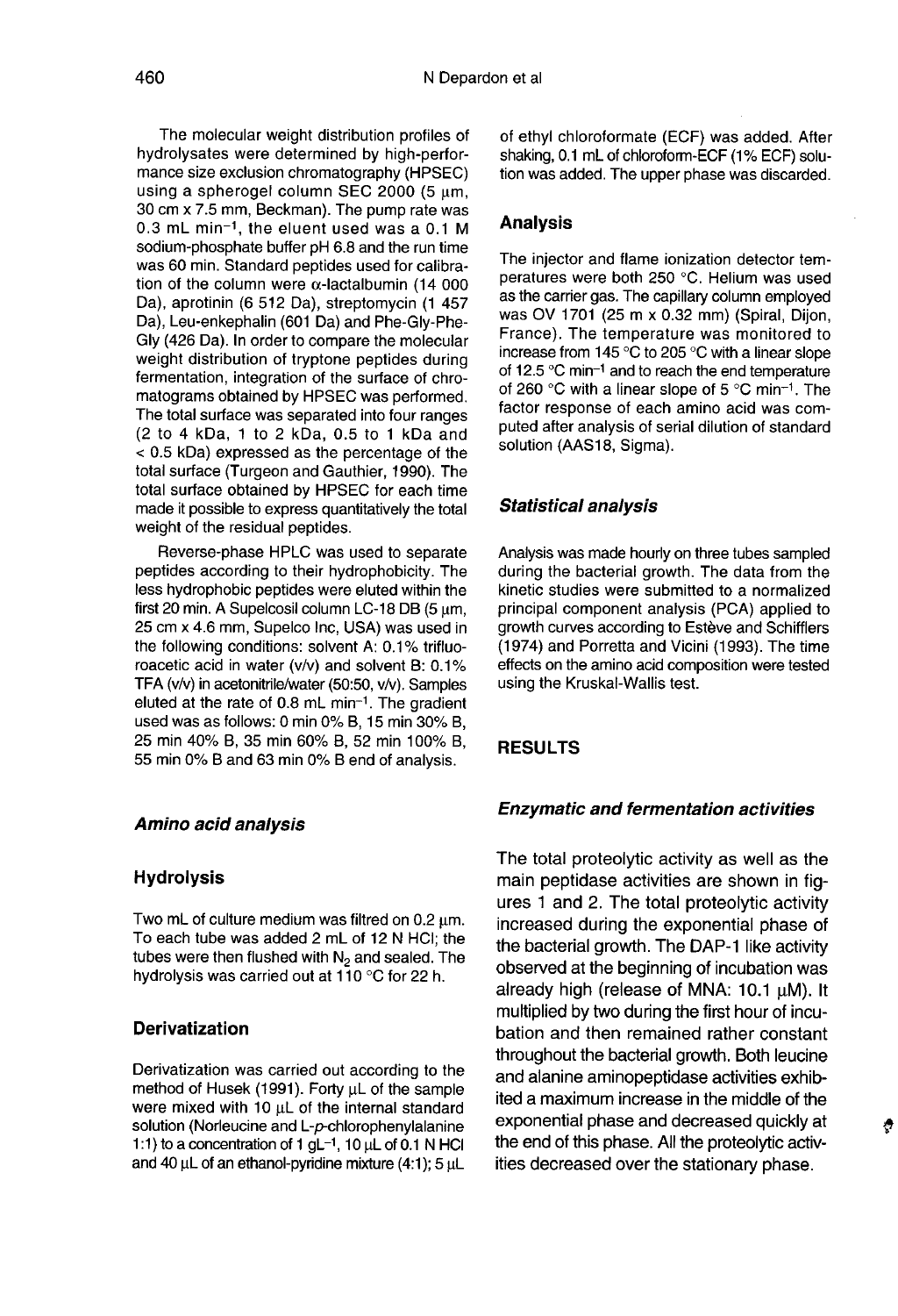The molecular weight distribution profiles of hydrolysates were determined by high-performance size exclusion chromatography (HPSEC) using a spherogel column SEC 2000 (5 μm, 30 cm x 7.5 mm, Beckman). The pump rate was 0.3 mL $min^{-1}$, the eluent used was a 0.1 M sodium-phosphate buffer pH 6.8 and the run time was 60 min. Standard peptides used for calibration of the column were α-lactalbumin (14 000 Da), aprotinin (6 512 Da), streptomycin (1 457 Da), Leu-enkephalin (601 Da) and Phe-Gly-Phe-Gly (426 Da). In order to compare the molecular weight distribution of tryptone peptides during fermentation, integration of the surface of chromatograms obtained by HPSEC was performed. The total surface was separated into four ranges (2 to 4 kDa, 1 to 2 kDa, 0.5 to 1 kDa and < 0.5 kDa) expressed as the percentage of the total surface (Turgeon and Gauthier, 1990). The total surface obtained by HPSEC for each time made it possible to express quantitatively the total weight of the residual peptides.

Reverse-phase HPLC was used to separate peptides according to their hydrophobicity. The less hydrophobic peptides were eluted within the first 20 min. A Supelcosil column LC-18 DB (5 μm, 25 cm x 4.6 mm, Supelco Inc, USA) was used in the following conditions: solvent A: 0.1% trifluoroacetic acid in water (v/v) and solvent B: 0.1% TFA (v/v) in acetonitrile/water (50:50, v/v). Samples eluted at the rate of 0.8 mL $min^{-1}$. The gradient used was as follows: 0 min 0% B, 15 min 30% B, 25 min 40% B, 35 min 60% B, 52 min 100% B, 55 min 0% B and 63 min 0% B end of analysis.

### *Amino acid analysis*

#### Hydrolysis

Two mL of culture medium was filtred on 0.2 μm. To each tube was added 2 mL of 12 N HCl; the tubes were then flushed with $N_2$ and sealed. The hydrolysis was carried out at 110 °C for 22 h.

#### Derivatization

Derivatization was carried out according to the method of Husek (1991). Forty μL of the sample were mixed with 10 μL of the internal standard solution (Norleucine and L-*p*-chlorophenylalanine 1:1) to a concentration of 1 $gL^{-1}$, 10 μL of 0.1 N HCl and 40 μL of an ethanol-pyridine mixture (4:1); 5 μL of ethyl chloroformate (ECF) was added. After shaking, 0.1 mL of chloroform-ECF (1% ECF) solution was added. The upper phase was discarded.

#### Analysis

The injector and flame ionization detector temperatures were both 250 °C. Helium was used as the carrier gas. The capillary column employed was OV 1701 (25 m x 0.32 mm) (Spiral, Dijon, France). The temperature was monitored to increase from 145 °C to 205 °C with a linear slope of 12.5 °C $min^{-1}$ and to reach the end temperature of 260 °C with a linear slope of 5 °C $min^{-1}$. The factor response of each amino acid was computed after analysis of serial dilution of standard solution (AAS18, Sigma).

### *Statistical analysis*

Analysis was made hourly on three tubes sampled during the bacterial growth. The data from the kinetic studies were submitted to a normalized principal component analysis (PCA) applied to growth curves according to Estève and Schifflers (1974) and Porretta and Vicini (1993). The time effects on the amino acid composition were tested using the Kruskal-Wallis test.

## RESULTS

### *Enzymatic and fermentation activities*

The total proteolytic activity as well as the main peptidase activities are shown in figures 1 and 2. The total proteolytic activity increased during the exponential phase of the bacterial growth. The DAP-1 like activity observed at the beginning of incubation was already high (release of MNA: 10.1 μM). It multiplied by two during the first hour of incubation and then remained rather constant throughout the bacterial growth. Both leucine and alanine aminopeptidase activities exhibited a maximum increase in the middle of the exponential phase and decreased quickly at the end of this phase. All the proteolytic activities decreased over the stationary phase.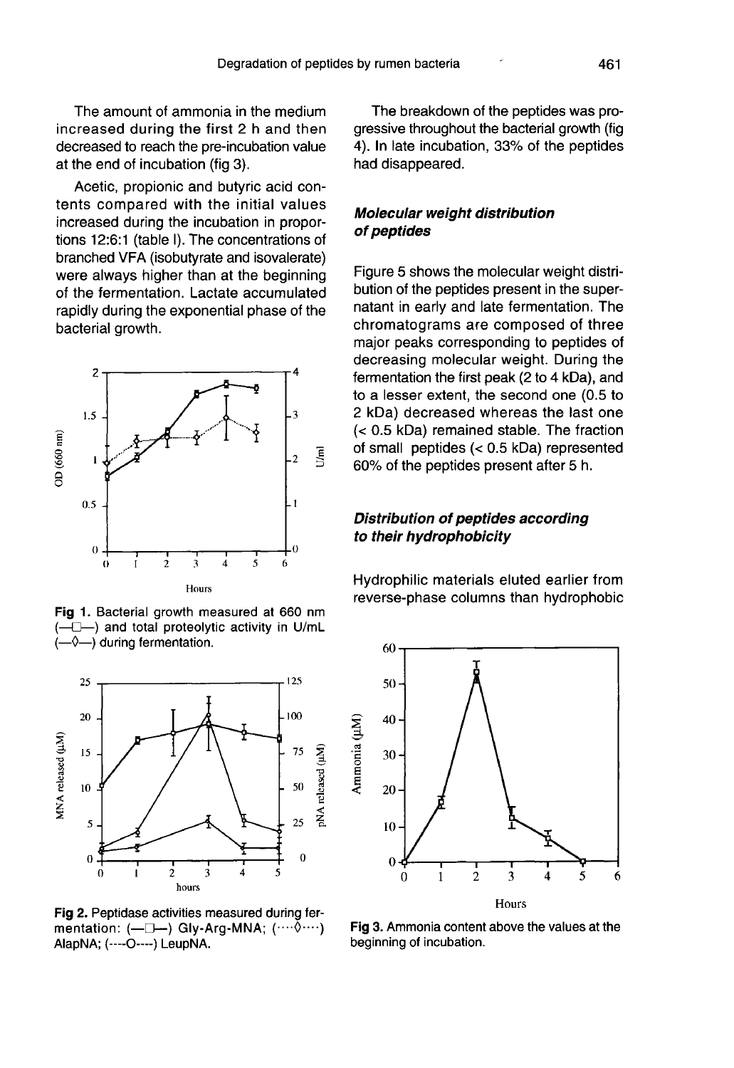The amount of ammonia in the medium increased during the first 2 h and then decreased to reach the pre-incubation value at the end of incubation (fig 3).

Acetic, propionic and butyric acid contents compared with the initial values increased during the incubation in proportions 12:6:1 (table I). The concentrations of branched VFA (isobutyrate and isovalerate) were always higher than at the beginning of the fermentation. Lactate accumulated rapidly during the exponential phase of the bacterial growth.

**Fig 1.** Bacterial growth measured at 660 nm (—□—) and total proteolytic activity in U/mL (—◊—) during fermentation.

**Fig 2.** Peptidase activities measured during fermentation: (—□—) Gly-Arg-MNA; (····◊····) AlapNA; (----O----) LeupNA.

The breakdown of the peptides was progressive throughout the bacterial growth (fig 4). In late incubation, 33% of the peptides had disappeared.

### *Molecular weight distribution of peptides*

Figure 5 shows the molecular weight distribution of the peptides present in the supernatant in early and late fermentation. The chromatograms are composed of three major peaks corresponding to peptides of decreasing molecular weight. During the fermentation the first peak (2 to 4 kDa), and to a lesser extent, the second one (0.5 to 2 kDa) decreased whereas the last one (< 0.5 kDa) remained stable. The fraction of small peptides (< 0.5 kDa) represented 60% of the peptides present after 5 h.

### *Distribution of peptides according to their hydrophobicity*

Hydrophilic materials eluted earlier from reverse-phase columns than hydrophobic

**Fig 3.** Ammonia content above the values at the beginning of incubation.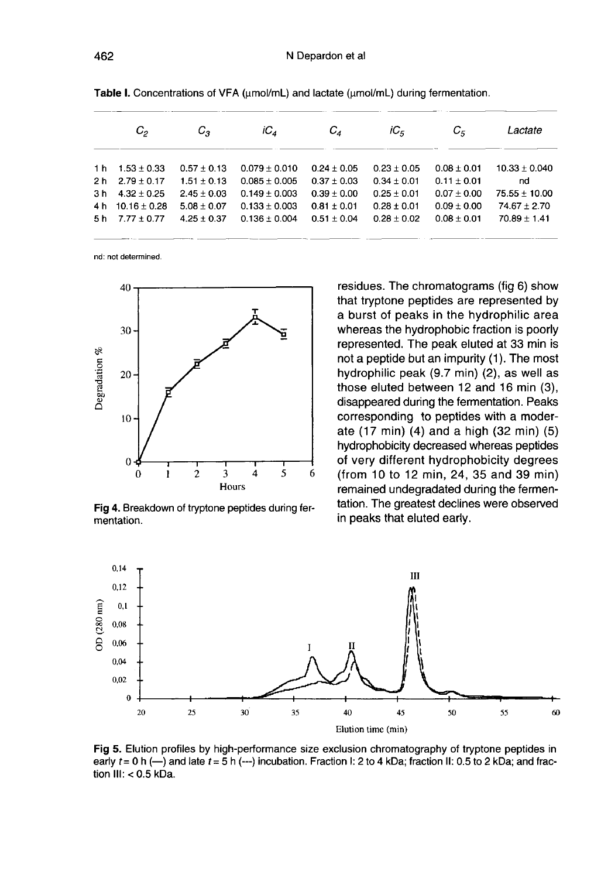**Table I.** Concentrations of VFA (μmol/mL) and lactate (μmol/mL) during fermentation.

| | $C_2$ | $C_3$ | $iC_4$ | $C_4$ | $iC_5$ | $C_5$ | *Lactate* |
|---|---|---|---|---|---|---|---|
| 1 h | 1.53 ± 0.33 | 0.57 ± 0.13 | 0.079 ± 0.010 | 0.24 ± 0.05 | 0.23 ± 0.05 | 0.08 ± 0.01 | 10.33 ± 0.040 |
| 2 h | 2.79 ± 0.17 | 1.51 ± 0.13 | 0.085 ± 0.005 | 0.37 ± 0.03 | 0.34 ± 0.01 | 0.11 ± 0.01 | nd |
| 3 h | 4.32 ± 0.25 | 2.45 ± 0.03 | 0.149 ± 0.003 | 0.39 ± 0.00 | 0.25 ± 0.01 | 0.07 ± 0.00 | 75.55 ± 10.00 |
| 4 h | 10.16 ± 0.28 | 5.08 ± 0.07 | 0.133 ± 0.003 | 0.81 ± 0.01 | 0.28 ± 0.01 | 0.09 ± 0.00 | 74.67 ± 2.70 |
| 5 h | 7.77 ± 0.77 | 4.25 ± 0.37 | 0.136 ± 0.004 | 0.51 ± 0.04 | 0.28 ± 0.02 | 0.08 ± 0.01 | 70.89 ± 1.41 |

nd: not determined.

**Fig 4.** Breakdown of tryptone peptides during fermentation.

residues. The chromatograms (fig 6) show that tryptone peptides are represented by a burst of peaks in the hydrophilic area whereas the hydrophobic fraction is poorly represented. The peak eluted at 33 min is not a peptide but an impurity (1). The most hydrophilic peak (9.7 min) (2), as well as those eluted between 12 and 16 min (3), disappeared during the fermentation. Peaks corresponding to peptides with a moderate (17 min) (4) and a high (32 min) (5) hydrophobicity decreased whereas peptides of very different hydrophobicity degrees (from 10 to 12 min, 24, 35 and 39 min) remained undegradated during the fermentation. The greatest declines were observed in peaks that eluted early.

**Fig 5.** Elution profiles by high-performance size exclusion chromatography of tryptone peptides in early $t = 0$ h (—) and late $t = 5$ h (---) incubation. Fraction I: 2 to 4 kDa; fraction II: 0.5 to 2 kDa; and fraction III: < 0.5 kDa.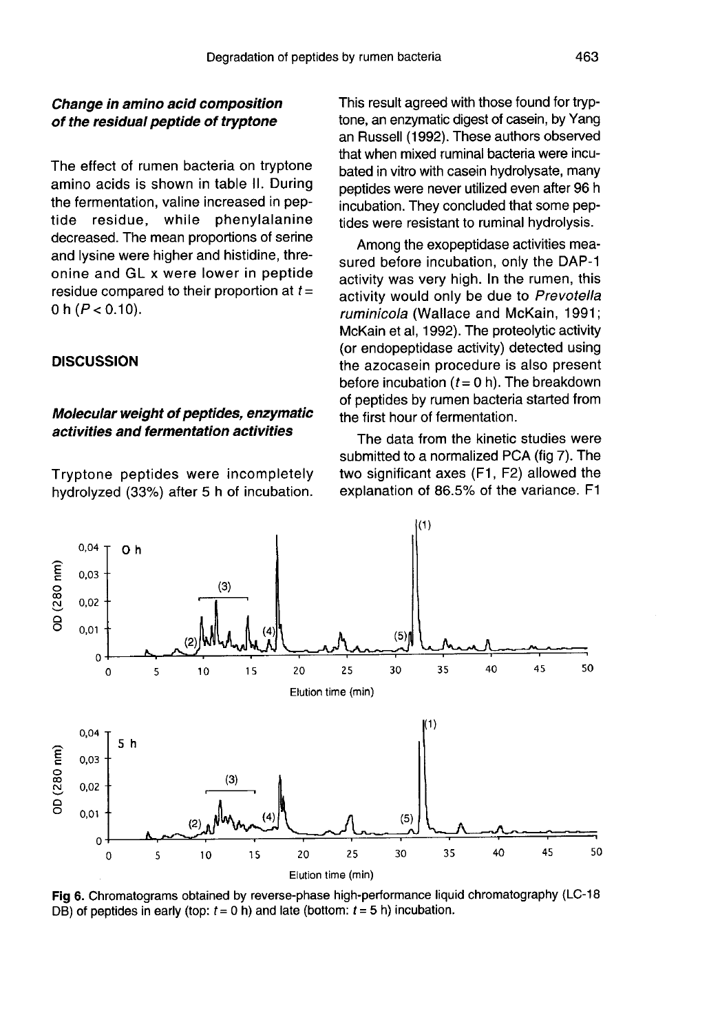### *Change in amino acid composition of the residual peptide of tryptone*

The effect of rumen bacteria on tryptone amino acids is shown in table II. During the fermentation, valine increased in peptide residue, while phenylalanine decreased. The mean proportions of serine and lysine were higher and histidine, threonine and GL x were lower in peptide residue compared to their proportion at $t$ = 0 h ($P$ < 0.10).

## DISCUSSION

### *Molecular weight of peptides, enzymatic activities and fermentation activities*

Tryptone peptides were incompletely hydrolyzed (33%) after 5 h of incubation. This result agreed with those found for tryptone, an enzymatic digest of casein, by Yang an Russell (1992). These authors observed that when mixed ruminal bacteria were incubated in vitro with casein hydrolysate, many peptides were never utilized even after 96 h incubation. They concluded that some peptides were resistant to ruminal hydrolysis.

Among the exopeptidase activities measured before incubation, only the DAP-1 activity was very high. In the rumen, this activity would only be due to *Prevotella ruminicola* (Wallace and McKain, 1991; McKain et al, 1992). The proteolytic activity (or endopeptidase activity) detected using the azocasein procedure is also present before incubation ($t$ = 0 h). The breakdown of peptides by rumen bacteria started from the first hour of fermentation.

The data from the kinetic studies were submitted to a normalized PCA (fig 7). The two significant axes (F1, F2) allowed the explanation of 86.5% of the variance. F1

**Fig 6.** Chromatograms obtained by reverse-phase high-performance liquid chromatography (LC-18 DB) of peptides in early (top: $t$ = 0 h) and late (bottom: $t$ = 5 h) incubation.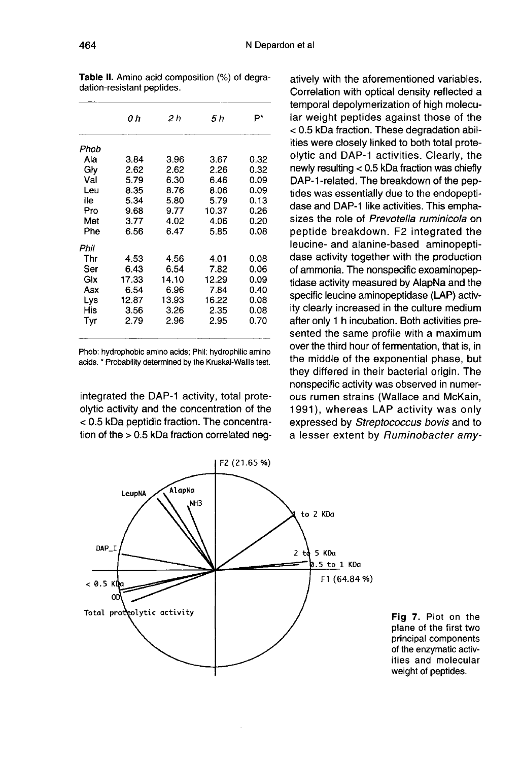**Table II.** Amino acid composition (%) of degradation-resistant peptides.

| | 0 h | 2 h | 5 h | P* |
|---|---|---|---|---|
| *Phob* | | | | |
| Ala | 3.84 | 3.96 | 3.67 | 0.32 |
| Gly | 2.62 | 2.62 | 2.26 | 0.32 |
| Val | 5.79 | 6.30 | 6.46 | 0.09 |
| Leu | 8.35 | 8.76 | 8.06 | 0.09 |
| Ile | 5.34 | 5.80 | 5.79 | 0.13 |
| Pro | 9.68 | 9.77 | 10.37 | 0.26 |
| Met | 3.77 | 4.02 | 4.06 | 0.20 |
| Phe | 6.56 | 6.47 | 5.85 | 0.08 |
| *Phil* | | | | |
| Thr | 4.53 | 4.56 | 4.01 | 0.08 |
| Ser | 6.43 | 6.54 | 7.82 | 0.06 |
| Glx | 17.33 | 14.10 | 12.29 | 0.09 |
| Asx | 6.54 | 6.96 | 7.84 | 0.40 |
| Lys | 12.87 | 13.93 | 16.22 | 0.08 |
| His | 3.56 | 3.26 | 2.35 | 0.08 |
| Tyr | 2.79 | 2.96 | 2.95 | 0.70 |

Phob: hydrophobic amino acids; Phil: hydrophilic amino acids. * Probability determined by the Kruskal-Wallis test.

integrated the DAP-1 activity, total proteolytic activity and the concentration of the < 0.5 kDa peptidic fraction. The concentration of the > 0.5 kDa fraction correlated negatively with the aforementioned variables. Correlation with optical density reflected a temporal depolymerization of high molecular weight peptides against those of the < 0.5 kDa fraction. These degradation abilities were closely linked to both total proteolytic and DAP-1 activities. Clearly, the newly resulting < 0.5 kDa fraction was chiefly DAP-1-related. The breakdown of the peptides was essentially due to the endopeptidase and DAP-1 like activities. This emphasizes the role of *Prevotella ruminicola* on peptide breakdown. F2 integrated the leucine- and alanine-based aminopeptidase activity together with the production of ammonia. The nonspecific exoaminopeptidase activity measured by AlapNa and the specific leucine aminopeptidase (LAP) activity clearly increased in the culture medium after only 1 h incubation. Both activities presented the same profile with a maximum over the third hour of fermentation, that is, in the middle of the exponential phase, but they differed in their bacterial origin. The nonspecific activity was observed in numerous rumen strains (Wallace and McKain, 1991), whereas LAP activity was only expressed by *Streptococcus bovis* and to a lesser extent by *Ruminobacter amy-*

**Fig 7.** Plot on the plane of the first two principal components of the enzymatic activities and molecular weight of peptides.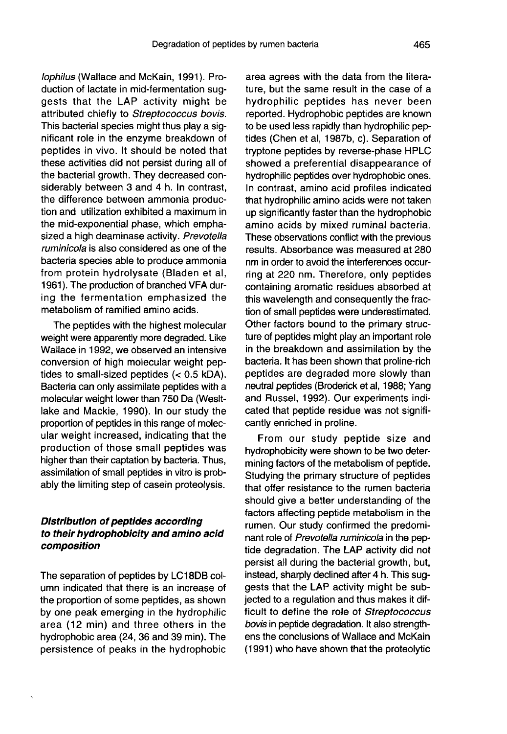lophilus (Wallace and McKain, 1991). Production of lactate in mid-fermentation suggests that the LAP activity might be attributed chiefly to *Streptococcus bovis*. This bacterial species might thus play a significant role in the enzyme breakdown of peptides in vivo. It should be noted that these activities did not persist during all of the bacterial growth. They decreased considerably between 3 and 4 h. In contrast, the difference between ammonia production and utilization exhibited a maximum in the mid-exponential phase, which emphasized a high deaminase activity. *Prevotella ruminicola* is also considered as one of the bacteria species able to produce ammonia from protein hydrolysate (Bladen et al, 1961). The production of branched VFA during the fermentation emphasized the metabolism of ramified amino acids.

The peptides with the highest molecular weight were apparently more degraded. Like Wallace in 1992, we observed an intensive conversion of high molecular weight peptides to small-sized peptides (< 0.5 kDA). Bacteria can only assimilate peptides with a molecular weight lower than 750 Da (Wesltlake and Mackie, 1990). In our study the proportion of peptides in this range of molecular weight increased, indicating that the production of those small peptides was higher than their captation by bacteria. Thus, assimilation of small peptides in vitro is probably the limiting step of casein proteolysis.

### *Distribution of peptides according to their hydrophobicity and amino acid composition*

The separation of peptides by LC18DB column indicated that there is an increase of the proportion of some peptides, as shown by one peak emerging in the hydrophilic area (12 min) and three others in the hydrophobic area (24, 36 and 39 min). The persistence of peaks in the hydrophobic area agrees with the data from the literature, but the same result in the case of a hydrophilic peptides has never been reported. Hydrophobic peptides are known to be used less rapidly than hydrophilic peptides (Chen et al, 1987b, c). Separation of tryptone peptides by reverse-phase HPLC showed a preferential disappearance of hydrophilic peptides over hydrophobic ones. In contrast, amino acid profiles indicated that hydrophilic amino acids were not taken up significantly faster than the hydrophobic amino acids by mixed ruminal bacteria. These observations conflict with the previous results. Absorbance was measured at 280 nm in order to avoid the interferences occurring at 220 nm. Therefore, only peptides containing aromatic residues absorbed at this wavelength and consequently the fraction of small peptides were underestimated. Other factors bound to the primary structure of peptides might play an important role in the breakdown and assimilation by the bacteria. It has been shown that proline-rich peptides are degraded more slowly than neutral peptides (Broderick et al, 1988; Yang and Russel, 1992). Our experiments indicated that peptide residue was not significantly enriched in proline.

From our study peptide size and hydrophobicity were shown to be two determining factors of the metabolism of peptide. Studying the primary structure of peptides that offer resistance to the rumen bacteria should give a better understanding of the factors affecting peptide metabolism in the rumen. Our study confirmed the predominant role of *Prevotella ruminicola* in the peptide degradation. The LAP activity did not persist all during the bacterial growth, but, instead, sharply declined after 4 h. This suggests that the LAP activity might be subjected to a regulation and thus makes it difficult to define the role of *Streptococcus bovis* in peptide degradation. It also strengthens the conclusions of Wallace and McKain (1991) who have shown that the proteolytic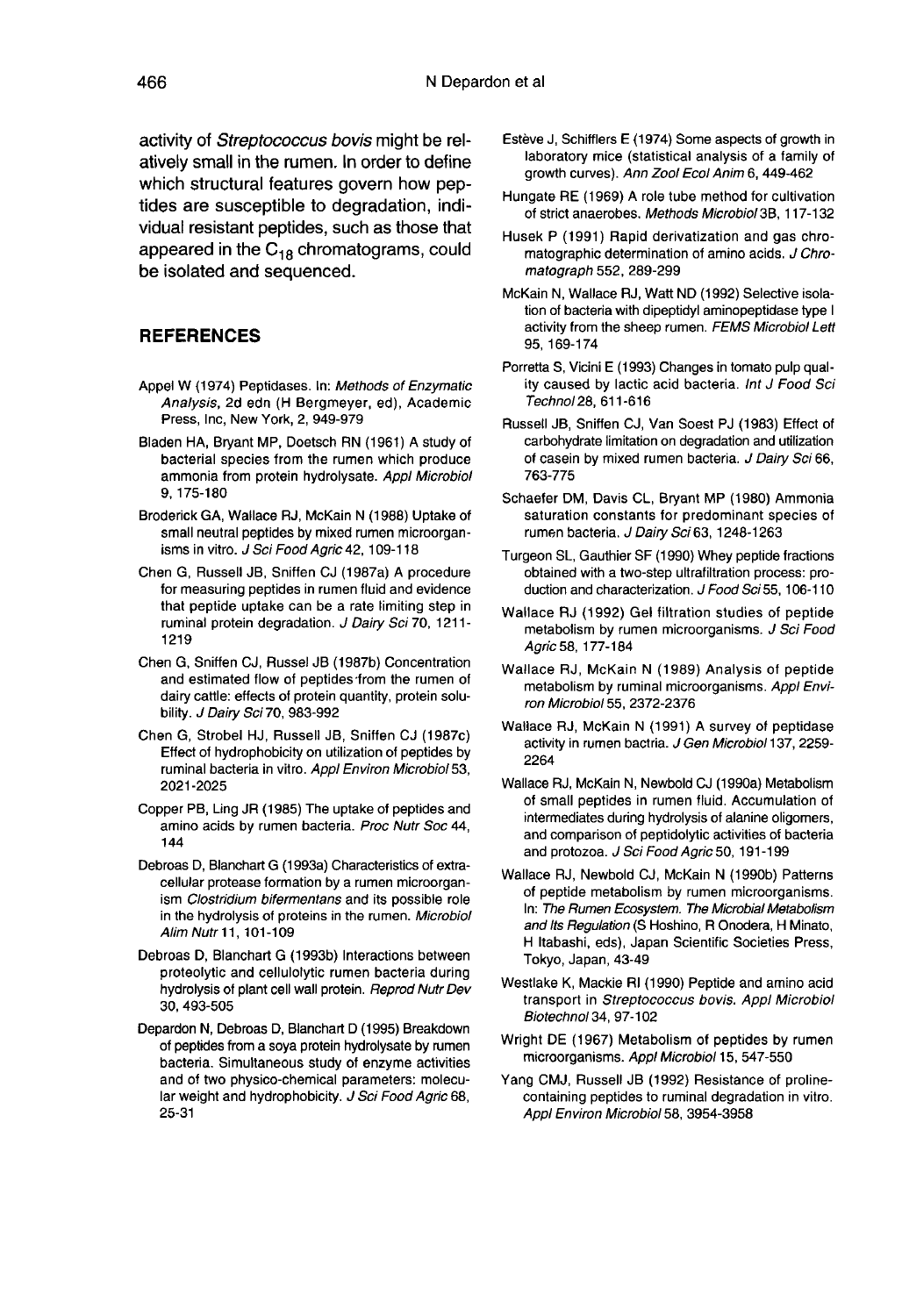activity of *Streptococcus bovis* might be relatively small in the rumen. In order to define which structural features govern how peptides are susceptible to degradation, individual resistant peptides, such as those that appeared in the $C_{18}$ chromatograms, could be isolated and sequenced.

## REFERENCES

Appel W (1974) Peptidases. In: *Methods of Enzymatic Analysis*, 2d edn (H Bergmeyer, ed), Academic Press, Inc, New York, 2, 949-979

Bladen HA, Bryant MP, Doetsch RN (1961) A study of bacterial species from the rumen which produce ammonia from protein hydrolysate. *Appl Microbiol* 9, 175-180

Broderick GA, Wallace RJ, McKain N (1988) Uptake of small neutral peptides by mixed rumen microorganisms in vitro. *J Sci Food Agric* 42, 109-118

Chen G, Russell JB, Sniffen CJ (1987a) A procedure for measuring peptides in rumen fluid and evidence that peptide uptake can be a rate limiting step in ruminal protein degradation. *J Dairy Sci* 70, 1211-1219

Chen G, Sniffen CJ, Russel JB (1987b) Concentration and estimated flow of peptides from the rumen of dairy cattle: effects of protein quantity, protein solubility. *J Dairy Sci* 70, 983-992

Chen G, Strobel HJ, Russell JB, Sniffen CJ (1987c) Effect of hydrophobicity on utilization of peptides by ruminal bacteria in vitro. *Appl Environ Microbiol* 53, 2021-2025

Copper PB, Ling JR (1985) The uptake of peptides and amino acids by rumen bacteria. *Proc Nutr Soc* 44, 144

Debroas D, Blanchart G (1993a) Characteristics of extracellular protease formation by a rumen microorganism *Clostridium bifermentans* and its possible role in the hydrolysis of proteins in the rumen. *Microbiol Alim Nutr* 11, 101-109

Debroas D, Blanchart G (1993b) Interactions between proteolytic and cellulolytic rumen bacteria during hydrolysis of plant cell wall protein. *Reprod Nutr Dev* 30, 493-505

Depardon N, Debroas D, Blanchart D (1995) Breakdown of peptides from a soya protein hydrolysate by rumen bacteria. Simultaneous study of enzyme activities and of two physico-chemical parameters: molecular weight and hydrophobicity. *J Sci Food Agric* 68, 25-31

Estève J, Schifflers E (1974) Some aspects of growth in laboratory mice (statistical analysis of a family of growth curves). *Ann Zool Ecol Anim* 6, 449-462

Hungate RE (1969) A role tube method for cultivation of strict anaerobes. *Methods Microbiol* 3B, 117-132

Husek P (1991) Rapid derivatization and gas chromatographic determination of amino acids. *J Chromatograph* 552, 289-299

McKain N, Wallace RJ, Watt ND (1992) Selective isolation of bacteria with dipeptidyl aminopeptidase type I activity from the sheep rumen. *FEMS Microbiol Lett* 95, 169-174

Porretta S, Vicini E (1993) Changes in tomato pulp quality caused by lactic acid bacteria. *Int J Food Sci Technol* 28, 611-616

Russell JB, Sniffen CJ, Van Soest PJ (1983) Effect of carbohydrate limitation on degradation and utilization of casein by mixed rumen bacteria. *J Dairy Sci* 66, 763-775

Schaefer DM, Davis CL, Bryant MP (1980) Ammonia saturation constants for predominant species of rumen bacteria. *J Dairy Sci* 63, 1248-1263

Turgeon SL, Gauthier SF (1990) Whey peptide fractions obtained with a two-step ultrafiltration process: production and characterization. *J Food Sci* 55, 106-110

Wallace RJ (1992) Gel filtration studies of peptide metabolism by rumen microorganisms. *J Sci Food Agric* 58, 177-184

Wallace RJ, McKain N (1989) Analysis of peptide metabolism by ruminal microorganisms. *Appl Environ Microbiol* 55, 2372-2376

Wallace RJ, McKain N (1991) A survey of peptidase activity in rumen bactria. *J Gen Microbiol* 137, 2259-2264

Wallace RJ, McKain N, Newbold CJ (1990a) Metabolism of small peptides in rumen fluid. Accumulation of intermediates during hydrolysis of alanine oligomers, and comparison of peptidolytic activities of bacteria and protozoa. *J Sci Food Agric* 50, 191-199

Wallace RJ, Newbold CJ, McKain N (1990b) Patterns of peptide metabolism by rumen microorganisms. In: *The Rumen Ecosystem. The Microbial Metabolism and Its Regulation* (S Hoshino, R Onodera, H Minato, H Itabashi, eds), Japan Scientific Societies Press, Tokyo, Japan, 43-49

Westlake K, Mackie RI (1990) Peptide and amino acid transport in *Streptococcus bovis*. *Appl Microbiol Biotechnol* 34, 97-102

Wright DE (1967) Metabolism of peptides by rumen microorganisms. *Appl Microbiol* 15, 547-550

Yang CMJ, Russell JB (1992) Resistance of proline-containing peptides to ruminal degradation in vitro. *Appl Environ Microbiol* 58, 3954-3958